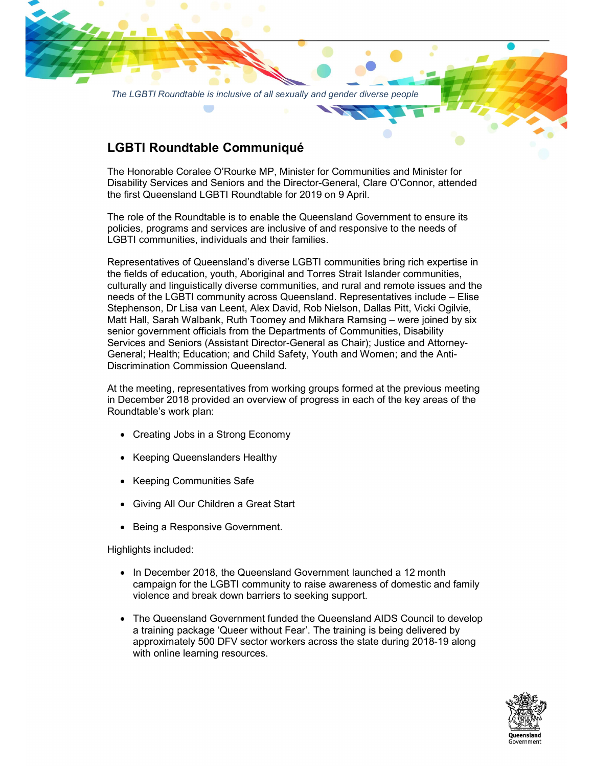*The LGBTI Roundtable is inclusive of all sexually and gender diverse people*

## LGBTI Roundtable Communiqué

The Honorable Coralee O'Rourke MP, Minister for Communities and Minister for Disability Services and Seniors and the Director-General, Clare O'Connor, attended the first Queensland LGBTI Roundtable for 2019 on 9 April.

The role of the Roundtable is to enable the Queensland Government to ensure its policies, programs and services are inclusive of and responsive to the needs of LGBTI communities, individuals and their families.

Representatives of Queensland's diverse LGBTI communities bring rich expertise in the fields of education, youth, Aboriginal and Torres Strait Islander communities, culturally and linguistically diverse communities, and rural and remote issues and the needs of the LGBTI community across Queensland. Representatives include – Elise Stephenson, Dr Lisa van Leent, Alex David, Rob Nielson, Dallas Pitt, Vicki Ogilvie, Matt Hall, Sarah Walbank, Ruth Toomey and Mikhara Ramsing – were joined by six senior government officials from the Departments of Communities, Disability Services and Seniors (Assistant Director-General as Chair); Justice and Attorney-General; Health; Education; and Child Safety, Youth and Women; and the Anti-Discrimination Commission Queensland.

At the meeting, representatives from working groups formed at the previous meeting in December 2018 provided an overview of progress in each of the key areas of the Roundtable's work plan:

- Creating Jobs in a Strong Economy
- Keeping Queenslanders Healthy
- Keeping Communities Safe
- Giving All Our Children a Great Start
- Being a Responsive Government.

Highlights included:

- In December 2018, the Queensland Government launched a 12 month campaign for the LGBTI community to raise awareness of domestic and family violence and break down barriers to seeking support.
- The Queensland Government funded the Queensland AIDS Council to develop a training package 'Queer without Fear'. The training is being delivered by approximately 500 DFV sector workers across the state during 2018-19 along with online learning resources.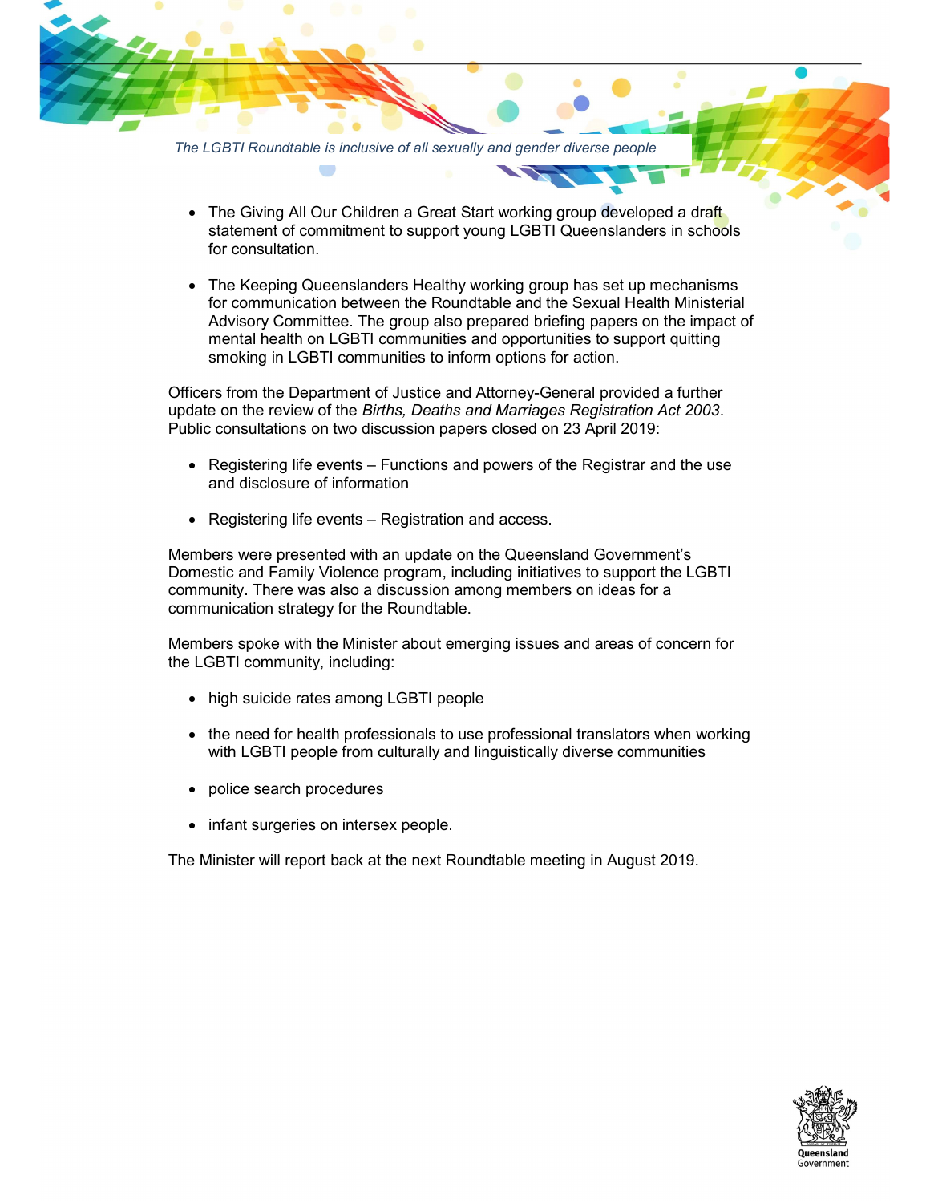- The Giving All Our Children a Great Start working group developed a draft statement of commitment to support young LGBTI Queenslanders in schools for consultation.

- The Keeping Queenslanders Healthy working group has set up mechanisms for communication between the Roundtable and the Sexual Health Ministerial Advisory Committee. The group also prepared briefing papers on the impact of mental health on LGBTI communities and opportunities to support quitting smoking in LGBTI communities to inform options for action.

Officers from the Department of Justice and Attorney-General provided a further update on the review of the *Births, Deaths and Marriages Registration Act 2003*. Public consultations on two discussion papers closed on 23 April 2019:

- Registering life events – Functions and powers of the Registrar and the use and disclosure of information

- Registering life events – Registration and access.

Members were presented with an update on the Queensland Government's Domestic and Family Violence program, including initiatives to support the LGBTI community. There was also a discussion among members on ideas for a communication strategy for the Roundtable.

Members spoke with the Minister about emerging issues and areas of concern for the LGBTI community, including:

- high suicide rates among LGBTI people

- the need for health professionals to use professional translators when working with LGBTI people from culturally and linguistically diverse communities

- police search procedures

- infant surgeries on intersex people.

The Minister will report back at the next Roundtable meeting in August 2019.